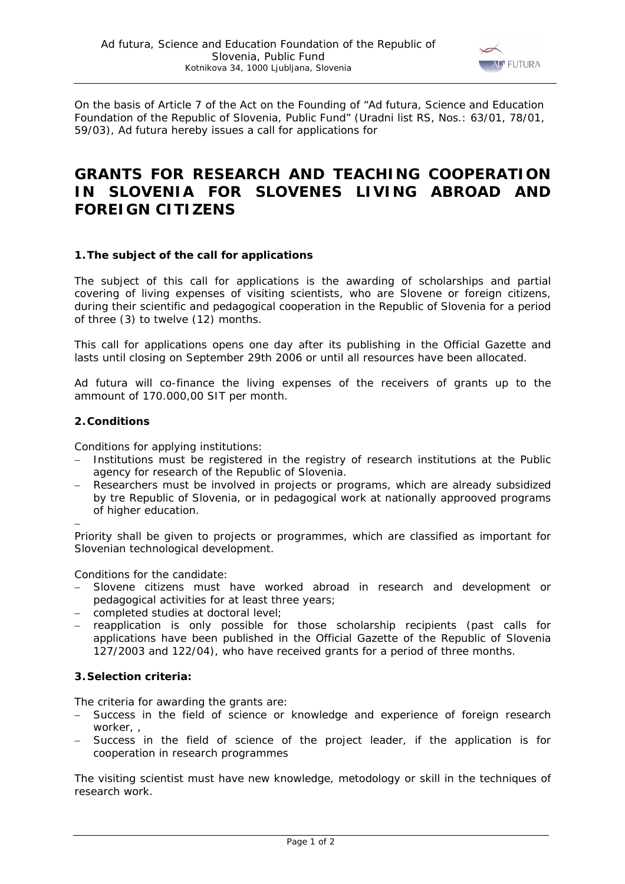Ad futura, Science and Education Foundation of the Republic of Slovenia, Public Fund
Kotnikova 34, 1000 Ljubljana, Slovenia

On the basis of Article 7 of the Act on the Founding of "Ad futura, Science and Education Foundation of the Republic of Slovenia, Public Fund" (Uradni list RS, Nos.: 63/01, 78/01, 59/03), Ad futura hereby issues a call for applications for

# GRANTS FOR RESEARCH AND TEACHING COOPERATION IN SLOVENIA FOR SLOVENES LIVING ABROAD AND FOREIGN CITIZENS

### 1. The subject of the call for applications

The subject of this call for applications is the awarding of scholarships and partial covering of living expenses of visiting scientists, who are Slovene or foreign citizens, during their scientific and pedagogical cooperation in the Republic of Slovenia for a period of three (3) to twelve (12) months.

This call for applications opens one day after its publishing in the Official Gazette and lasts until closing on September 29th 2006 or until all resources have been allocated.

Ad futura will co-finance the living expenses of the receivers of grants up to the ammount of 170.000,00 SIT per month.

### 2. Conditions

Conditions for applying institutions:

- Institutions must be registered in the registry of research institutions at the Public agency for research of the Republic of Slovenia.
- Researchers must be involved in projects or programs, which are already subsidized by tre Republic of Slovenia, or in pedagogical work at nationally approoved programs of higher education.

Priority shall be given to projects or programmes, which are classified as important for Slovenian technological development.

Conditions for the candidate:

- Slovene citizens must have worked abroad in research and development or pedagogical activities for at least three years;
- completed studies at doctoral level;
- reapplication is only possible for those scholarship recipients (past calls for applications have been published in the Official Gazette of the Republic of Slovenia 127/2003 and 122/04), who have received grants for a period of three months.

### 3. Selection criteria:

The criteria for awarding the grants are:

- Success in the field of science or knowledge and experience of foreign research worker, ,
- Success in the field of science of the project leader, if the application is for cooperation in research programmes

The visiting scientist must have new knowledge, metodology or skill in the techniques of research work.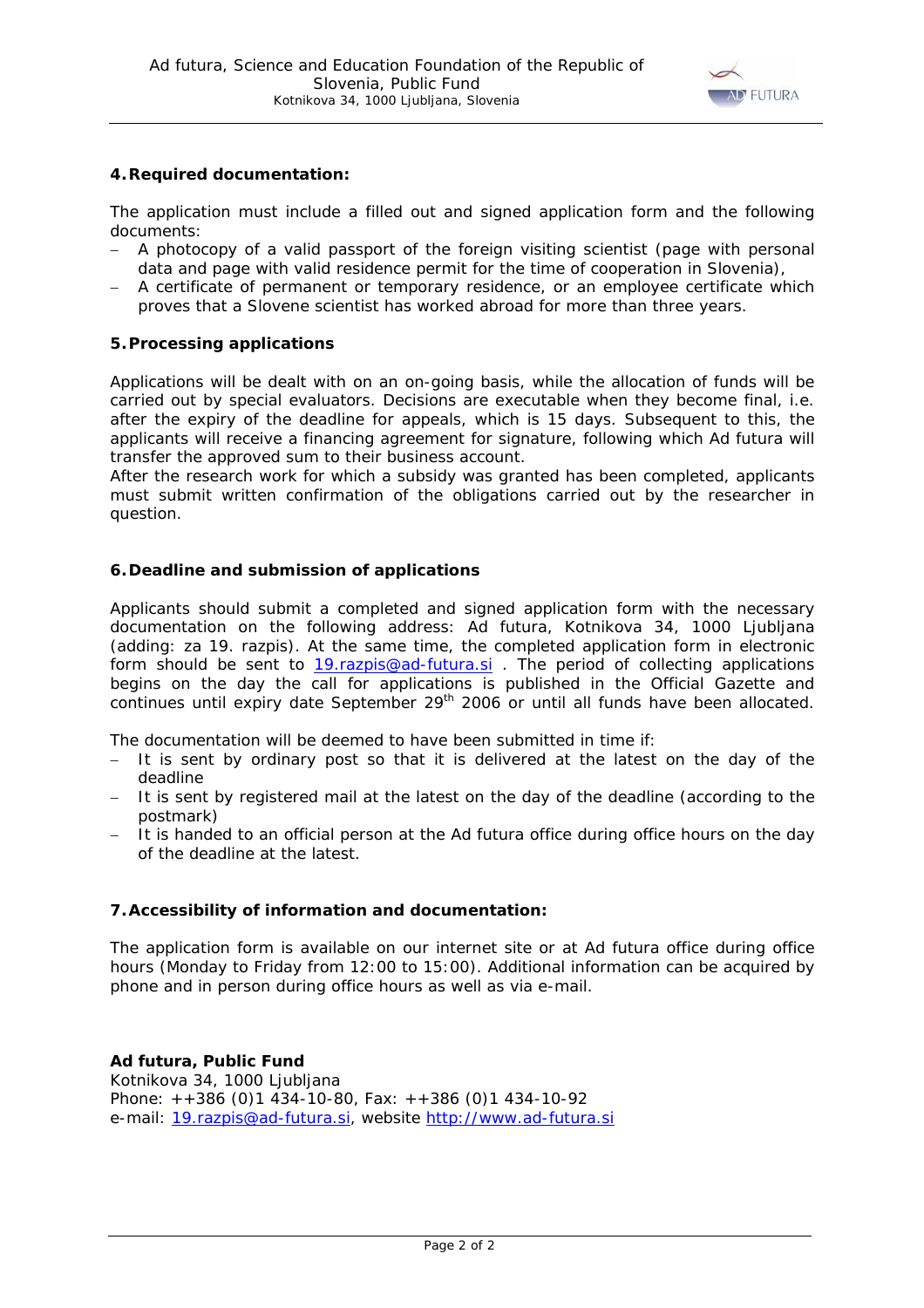## 4. Required documentation:

The application must include a filled out and signed application form and the following documents:

- A photocopy of a valid passport of the foreign visiting scientist (page with personal data and page with valid residence permit for the time of cooperation in Slovenia),
- A certificate of permanent or temporary residence, or an employee certificate which proves that a Slovene scientist has worked abroad for more than three years.

## 5. Processing applications

Applications will be dealt with on an on-going basis, while the allocation of funds will be carried out by special evaluators. Decisions are executable when they become final, i.e. after the expiry of the deadline for appeals, which is 15 days. Subsequent to this, the applicants will receive a financing agreement for signature, following which Ad futura will transfer the approved sum to their business account.

After the research work for which a subsidy was granted has been completed, applicants must submit written confirmation of the obligations carried out by the researcher in question.

## 6. Deadline and submission of applications

Applicants should submit a completed and signed application form with the necessary documentation on the following address: Ad futura, Kotnikova 34, 1000 Ljubljana (adding: za 19. razpis). At the same time, the completed application form in electronic form should be sent to 19.razpis@ad-futura.si . The period of collecting applications begins on the day the call for applications is published in the Official Gazette and continues until expiry date September 29th 2006 or until all funds have been allocated.

The documentation will be deemed to have been submitted in time if:

- It is sent by ordinary post so that it is delivered at the latest on the day of the deadline
- It is sent by registered mail at the latest on the day of the deadline (according to the postmark)
- It is handed to an official person at the Ad futura office during office hours on the day of the deadline at the latest.

## 7. Accessibility of information and documentation:

The application form is available on our internet site or at Ad futura office during office hours (Monday to Friday from 12:00 to 15:00). Additional information can be acquired by phone and in person during office hours as well as via e-mail.

**Ad futura, Public Fund**
Kotnikova 34, 1000 Ljubljana
Phone: ++386 (0)1 434-10-80, Fax: ++386 (0)1 434-10-92
e-mail: 19.razpis@ad-futura.si, website http://www.ad-futura.si